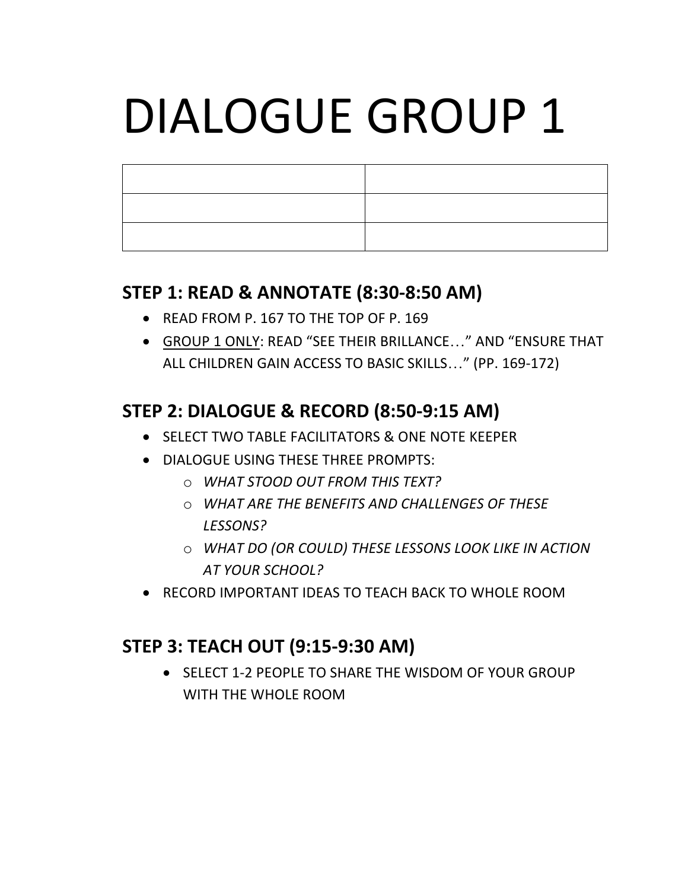# DIALOGUE GROUP 1

| | |
|---|---|
| | |
| | |
| | |

## STEP 1: READ & ANNOTATE (8:30-8:50 AM)

- READ FROM P. 167 TO THE TOP OF P. 169
- <u>GROUP 1 ONLY</u>: READ "SEE THEIR BRILLANCE…" AND "ENSURE THAT ALL CHILDREN GAIN ACCESS TO BASIC SKILLS…" (PP. 169-172)

## STEP 2: DIALOGUE & RECORD (8:50-9:15 AM)

- SELECT TWO TABLE FACILITATORS & ONE NOTE KEEPER
- DIALOGUE USING THESE THREE PROMPTS:
    - *WHAT STOOD OUT FROM THIS TEXT?*
    - *WHAT ARE THE BENEFITS AND CHALLENGES OF THESE LESSONS?*
    - *WHAT DO (OR COULD) THESE LESSONS LOOK LIKE IN ACTION AT YOUR SCHOOL?*
- RECORD IMPORTANT IDEAS TO TEACH BACK TO WHOLE ROOM

## STEP 3: TEACH OUT (9:15-9:30 AM)

- SELECT 1-2 PEOPLE TO SHARE THE WISDOM OF YOUR GROUP WITH THE WHOLE ROOM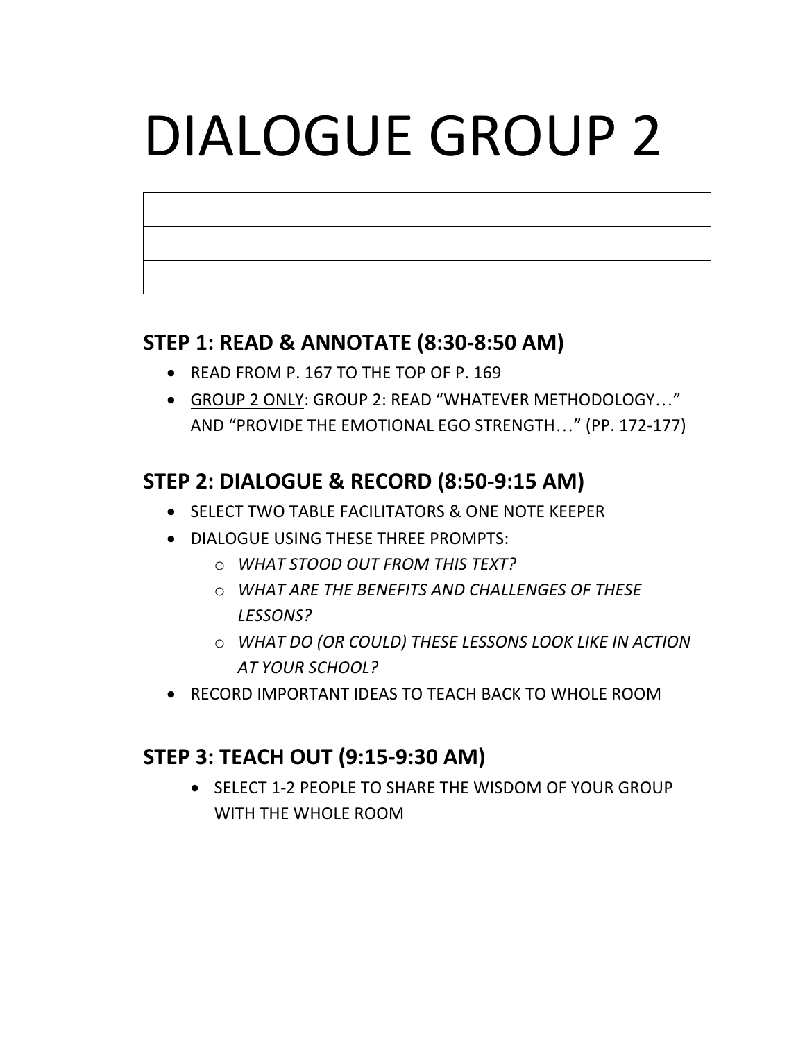# DIALOGUE GROUP 2

| | |
|---|---|
| | |
| | |
| | |

## STEP 1: READ & ANNOTATE (8:30-8:50 AM)

- READ FROM P. 167 TO THE TOP OF P. 169
- <u>GROUP 2 ONLY</u>: GROUP 2: READ "WHATEVER METHODOLOGY…" AND "PROVIDE THE EMOTIONAL EGO STRENGTH…" (PP. 172-177)

## STEP 2: DIALOGUE & RECORD (8:50-9:15 AM)

- SELECT TWO TABLE FACILITATORS & ONE NOTE KEEPER
- DIALOGUE USING THESE THREE PROMPTS:
  - *WHAT STOOD OUT FROM THIS TEXT?*
  - *WHAT ARE THE BENEFITS AND CHALLENGES OF THESE LESSONS?*
  - *WHAT DO (OR COULD) THESE LESSONS LOOK LIKE IN ACTION AT YOUR SCHOOL?*
- RECORD IMPORTANT IDEAS TO TEACH BACK TO WHOLE ROOM

## STEP 3: TEACH OUT (9:15-9:30 AM)

- SELECT 1-2 PEOPLE TO SHARE THE WISDOM OF YOUR GROUP WITH THE WHOLE ROOM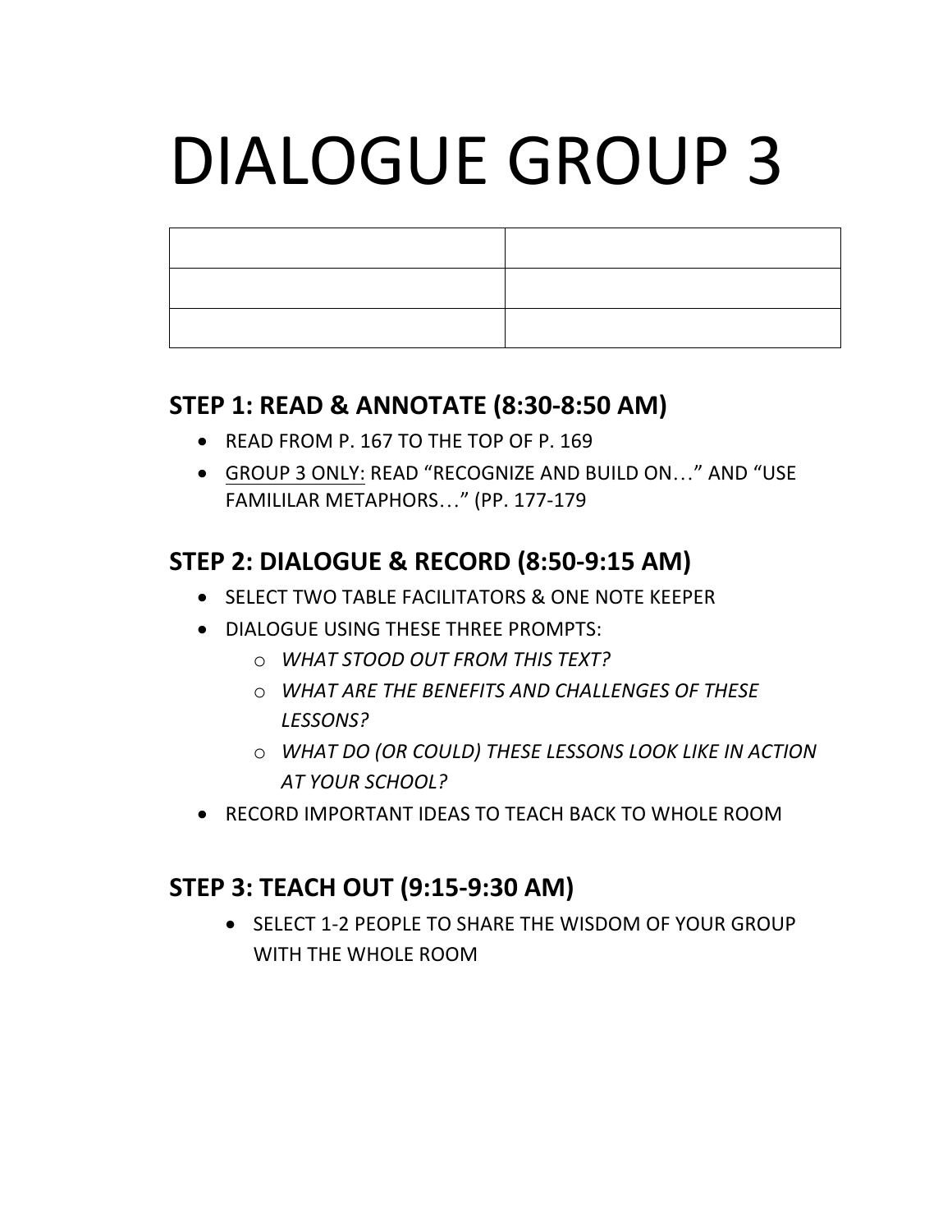# DIALOGUE GROUP 3

| | |
|---|---|
| | |
| | |
| | |

## STEP 1: READ & ANNOTATE (8:30-8:50 AM)

- READ FROM P. 167 TO THE TOP OF P. 169
- <u>GROUP 3 ONLY:</u> READ "RECOGNIZE AND BUILD ON…" AND "USE FAMILILAR METAPHORS…" (PP. 177-179

## STEP 2: DIALOGUE & RECORD (8:50-9:15 AM)

- SELECT TWO TABLE FACILITATORS & ONE NOTE KEEPER
- DIALOGUE USING THESE THREE PROMPTS:
  - *WHAT STOOD OUT FROM THIS TEXT?*
  - *WHAT ARE THE BENEFITS AND CHALLENGES OF THESE LESSONS?*
  - *WHAT DO (OR COULD) THESE LESSONS LOOK LIKE IN ACTION AT YOUR SCHOOL?*
- RECORD IMPORTANT IDEAS TO TEACH BACK TO WHOLE ROOM

## STEP 3: TEACH OUT (9:15-9:30 AM)

- SELECT 1-2 PEOPLE TO SHARE THE WISDOM OF YOUR GROUP WITH THE WHOLE ROOM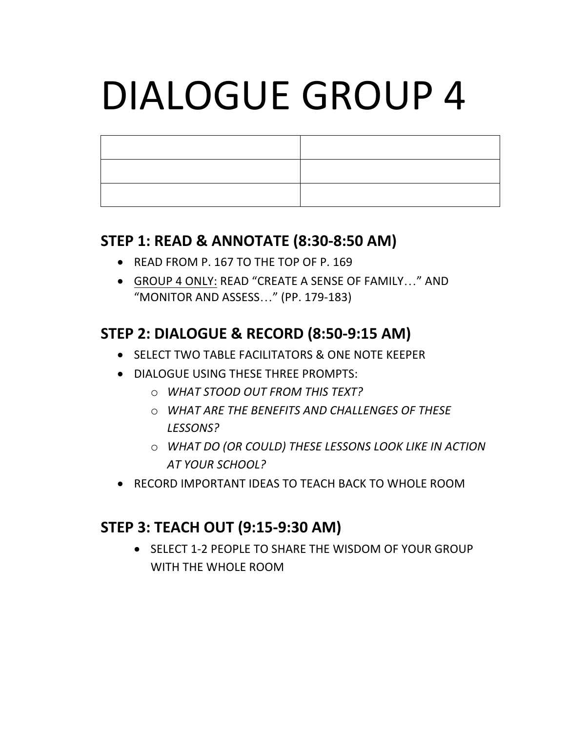# DIALOGUE GROUP 4

| | |
|---|---|
| | |
| | |
| | |

## STEP 1: READ & ANNOTATE (8:30-8:50 AM)

- READ FROM P. 167 TO THE TOP OF P. 169
- <u>GROUP 4 ONLY:</u> READ "CREATE A SENSE OF FAMILY…" AND "MONITOR AND ASSESS…" (PP. 179-183)

## STEP 2: DIALOGUE & RECORD (8:50-9:15 AM)

- SELECT TWO TABLE FACILITATORS & ONE NOTE KEEPER
- DIALOGUE USING THESE THREE PROMPTS:
  - *WHAT STOOD OUT FROM THIS TEXT?*
  - *WHAT ARE THE BENEFITS AND CHALLENGES OF THESE LESSONS?*
  - *WHAT DO (OR COULD) THESE LESSONS LOOK LIKE IN ACTION AT YOUR SCHOOL?*
- RECORD IMPORTANT IDEAS TO TEACH BACK TO WHOLE ROOM

## STEP 3: TEACH OUT (9:15-9:30 AM)

- SELECT 1-2 PEOPLE TO SHARE THE WISDOM OF YOUR GROUP WITH THE WHOLE ROOM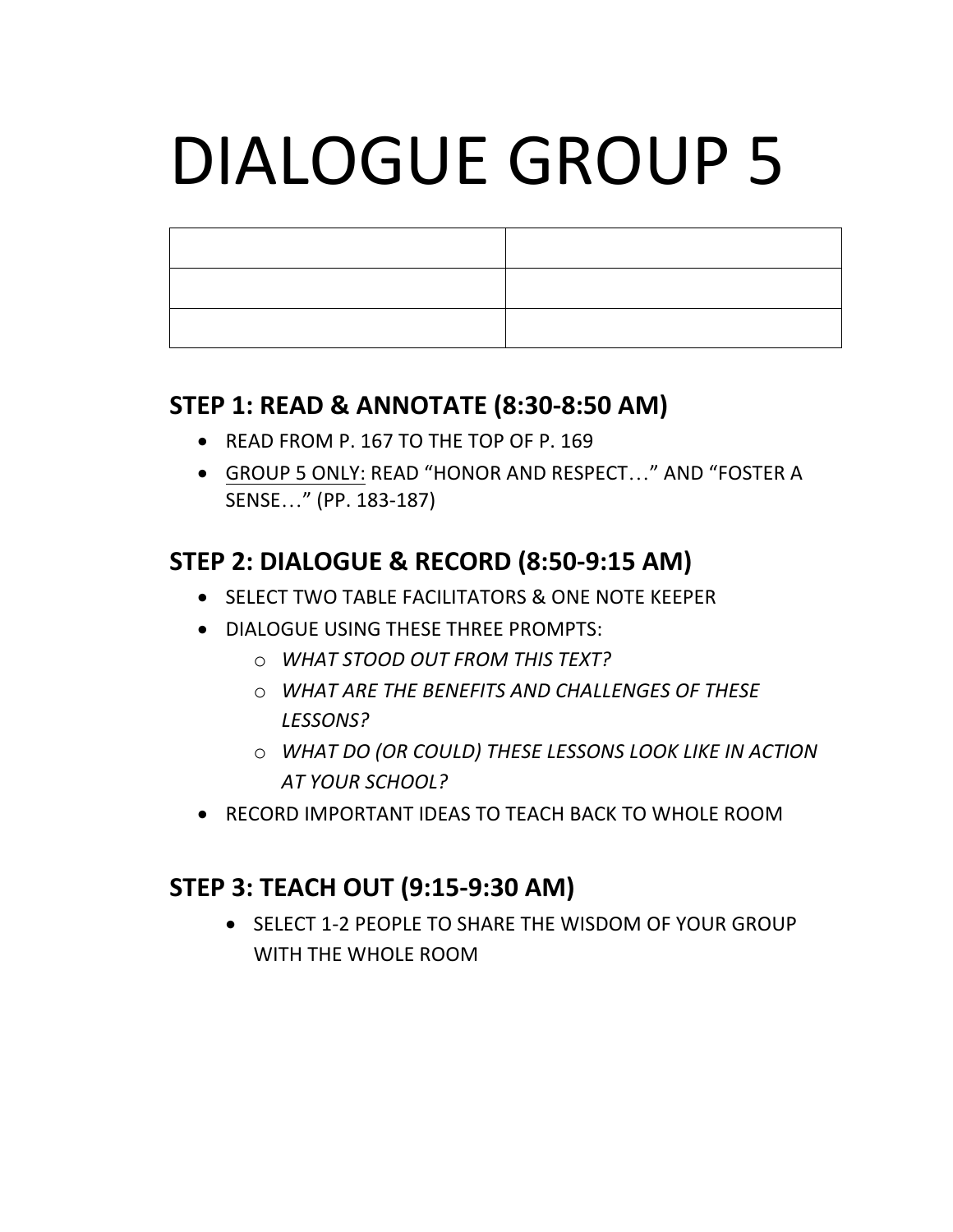# DIALOGUE GROUP 5

| | |
|---|---|
| | |
| | |
| | |

### STEP 1: READ & ANNOTATE (8:30-8:50 AM)

- READ FROM P. 167 TO THE TOP OF P. 169
- <u>GROUP 5 ONLY:</u> READ "HONOR AND RESPECT…" AND "FOSTER A SENSE…" (PP. 183-187)

### STEP 2: DIALOGUE & RECORD (8:50-9:15 AM)

- SELECT TWO TABLE FACILITATORS & ONE NOTE KEEPER
- DIALOGUE USING THESE THREE PROMPTS:
  - *WHAT STOOD OUT FROM THIS TEXT?*
  - *WHAT ARE THE BENEFITS AND CHALLENGES OF THESE LESSONS?*
  - *WHAT DO (OR COULD) THESE LESSONS LOOK LIKE IN ACTION AT YOUR SCHOOL?*
- RECORD IMPORTANT IDEAS TO TEACH BACK TO WHOLE ROOM

### STEP 3: TEACH OUT (9:15-9:30 AM)

- SELECT 1-2 PEOPLE TO SHARE THE WISDOM OF YOUR GROUP WITH THE WHOLE ROOM